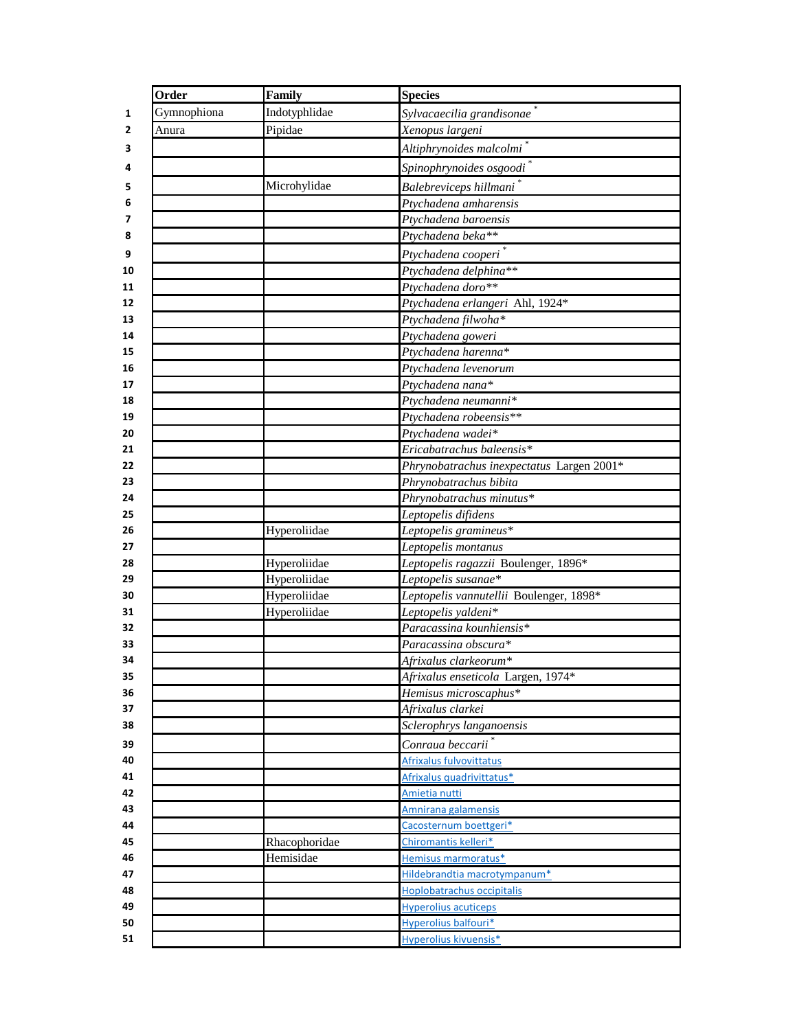|  | Order | Family | Species |
|---|---|---|---|
| 1 | Gymnophiona | Indotyphlidae | *Sylvacaecilia grandisonae* * |
| 2 | Anura | Pipidae | *Xenopus largeni* |
| 3 |  |  | *Altiphrynoides malcolmi* * |
| 4 |  |  | *Spinophrynoides osgoodi* * |
| 5 |  | Microhylidae | *Balebreviceps hillmani* * |
| 6 |  |  | *Ptychadena amharensis* |
| 7 |  |  | *Ptychadena baroensis* |
| 8 |  |  | *Ptychadena beka*** |
| 9 |  |  | *Ptychadena cooperi* * |
| 10 |  |  | *Ptychadena delphina*** |
| 11 |  |  | *Ptychadena doro*** |
| 12 |  |  | *Ptychadena erlangeri* Ahl, 1924* |
| 13 |  |  | *Ptychadena filwoha** |
| 14 |  |  | *Ptychadena goweri* |
| 15 |  |  | *Ptychadena harenna** |
| 16 |  |  | *Ptychadena levenorum* |
| 17 |  |  | *Ptychadena nana** |
| 18 |  |  | *Ptychadena neumanni** |
| 19 |  |  | *Ptychadena robeensis*** |
| 20 |  |  | *Ptychadena wadei** |
| 21 |  |  | *Ericabatrachus baleensis** |
| 22 |  |  | *Phrynobatrachus inexpectatus* Largen 2001* |
| 23 |  |  | *Phrynobatrachus bibita* |
| 24 |  |  | *Phrynobatrachus minutus** |
| 25 |  |  | *Leptopelis difidens* |
| 26 |  | Hyperoliidae | *Leptopelis gramineus** |
| 27 |  |  | *Leptopelis montanus* |
| 28 |  | Hyperoliidae | *Leptopelis ragazzii* Boulenger, 1896* |
| 29 |  | Hyperoliidae | *Leptopelis susanae** |
| 30 |  | Hyperoliidae | *Leptopelis vannutellii* Boulenger, 1898* |
| 31 |  | Hyperoliidae | *Leptopelis yaldeni** |
| 32 |  |  | *Paracassina kounhiensis** |
| 33 |  |  | *Paracassina obscura** |
| 34 |  |  | *Afrixalus clarkeorum** |
| 35 |  |  | *Afrixalus enseticola* Largen, 1974* |
| 36 |  |  | *Hemisus microscaphus** |
| 37 |  |  | *Afrixalus clarkei* |
| 38 |  |  | *Sclerophrys langanoensis* |
| 39 |  |  | *Conraua beccarii* * |
| 40 |  |  | Afrixalus fulvovittatus |
| 41 |  |  | Afrixalus quadrivittatus* |
| 42 |  |  | Amietia nutti |
| 43 |  |  | Amnirana galamensis |
| 44 |  |  | Cacosternum boettgeri* |
| 45 |  | Rhacophoridae | Chiromantis kelleri* |
| 46 |  | Hemisidae | Hemisus marmoratus* |
| 47 |  |  | Hildebrandtia macrotympanum* |
| 48 |  |  | Hoplobatrachus occipitalis |
| 49 |  |  | Hyperolius acuticeps |
| 50 |  |  | Hyperolius balfouri* |
| 51 |  |  | Hyperolius kivuensis* |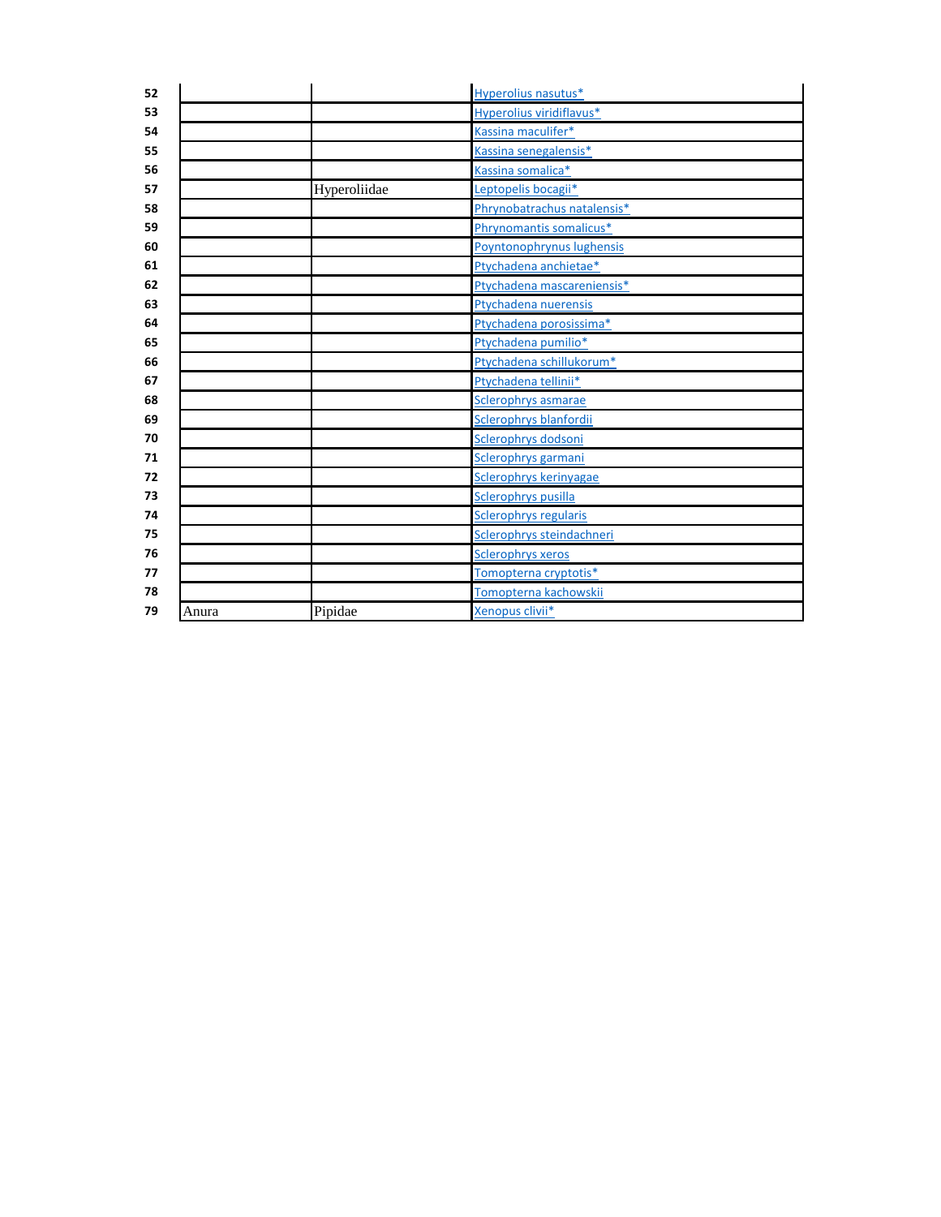| | | | |
|---|---|---|---|
| 52 | | | Hyperolius nasutus* |
| 53 | | | Hyperolius viridiflavus* |
| 54 | | | Kassina maculifer* |
| 55 | | | Kassina senegalensis* |
| 56 | | | Kassina somalica* |
| 57 | | Hyperoliidae | Leptopelis bocagii* |
| 58 | | | Phrynobatrachus natalensis* |
| 59 | | | Phrynomantis somalicus* |
| 60 | | | Poyntonophrynus lughensis |
| 61 | | | Ptychadena anchietae* |
| 62 | | | Ptychadena mascareniensis* |
| 63 | | | Ptychadena nuerensis |
| 64 | | | Ptychadena porosissima* |
| 65 | | | Ptychadena pumilio* |
| 66 | | | Ptychadena schillukorum* |
| 67 | | | Ptychadena tellinii* |
| 68 | | | Sclerophrys asmarae |
| 69 | | | Sclerophrys blanfordii |
| 70 | | | Sclerophrys dodsoni |
| 71 | | | Sclerophrys garmani |
| 72 | | | Sclerophrys kerinyagae |
| 73 | | | Sclerophrys pusilla |
| 74 | | | Sclerophrys regularis |
| 75 | | | Sclerophrys steindachneri |
| 76 | | | Sclerophrys xeros |
| 77 | | | Tomopterna cryptotis* |
| 78 | | | Tomopterna kachowskii |
| 79 | Anura | Pipidae | Xenopus clivii* |